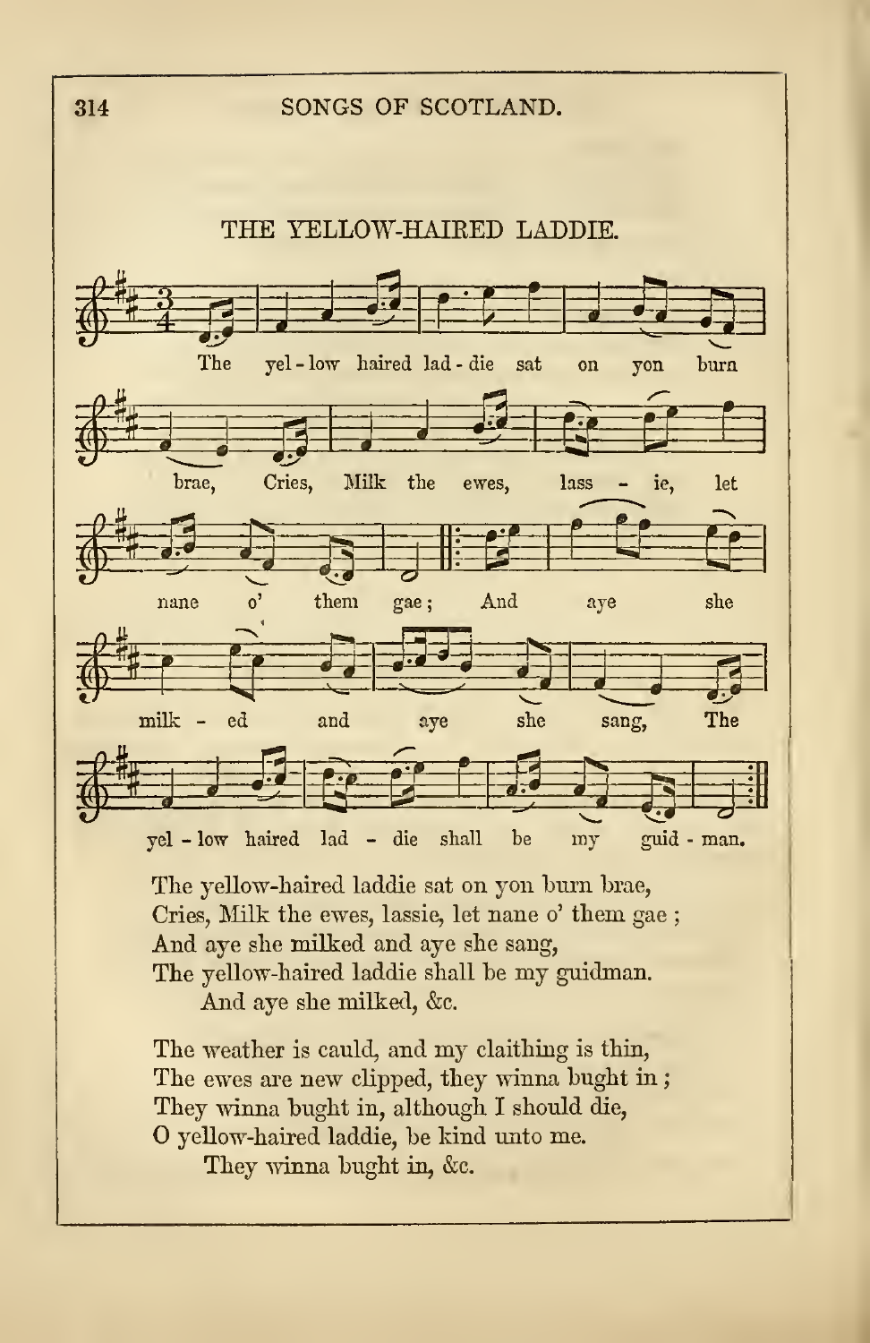## THE YELLOW-HAIRED LADDIE.

The yellow-haired laddie sat on yon burn brae,
Cries, Milk the ewes, lassie, let nane o' them gae ;
And aye she milked and aye she sang,
The yellow-haired laddie shall be my guidman.
And aye she milked, &c.

The weather is cauld, and my claithing is thin,
The ewes are new clipped, they winna bught in ;
They winna bught in, although I should die,
O yellow-haired laddie, be kind unto me.
They winna bught in, &c.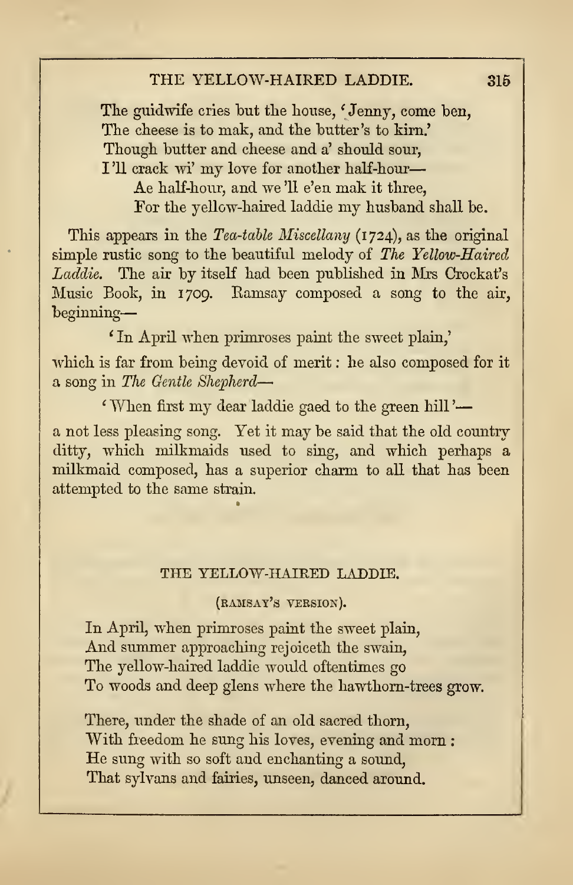The guidwife cries but the house, 'Jenny, come ben,
The cheese is to mak, and the butter's to kirn.'
Though butter and cheese and a' should sour,
I'll crack wi' my love for another half-hour—
Ae half-hour, and we'll e'en mak it three,
For the yellow-haired laddie my husband shall be.

This appears in the *Tea-table Miscellany* (1724), as the original simple rustic song to the beautiful melody of *The Yellow-Haired Laddie.* The air by itself had been published in Mrs Crockat's Music Book, in 1709. Ramsay composed a song to the air, beginning—

'In April when primroses paint the sweet plain,'

which is far from being devoid of merit: he also composed for it a song in *The Gentle Shepherd*—

'When first my dear laddie gaed to the green hill'—

a not less pleasing song. Yet it may be said that the old country ditty, which milkmaids used to sing, and which perhaps a milkmaid composed, has a superior charm to all that has been attempted to the same strain.

## THE YELLOW-HAIRED LADDIE.

(RAMSAY'S VERSION).

In April, when primroses paint the sweet plain,
And summer approaching rejoiceth the swain,
The yellow-haired laddie would oftentimes go
To woods and deep glens where the hawthorn-trees grow.

There, under the shade of an old sacred thorn,
With freedom he sung his loves, evening and morn:
He sung with so soft and enchanting a sound,
That sylvans and fairies, unseen, danced around.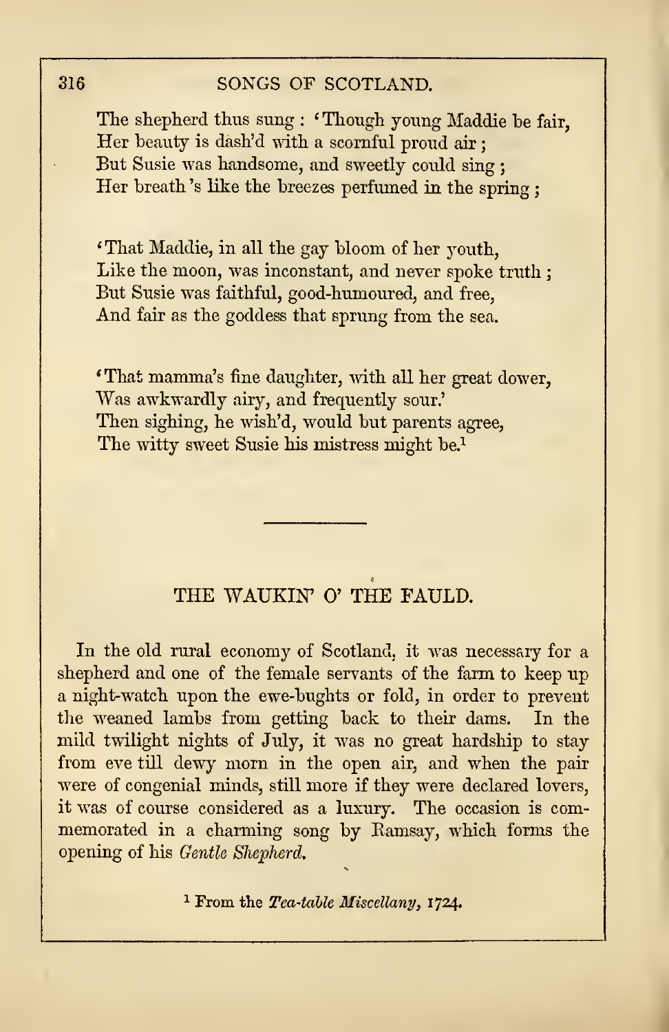The shepherd thus sung: 'Though young Maddie be fair,
Her beauty is dash'd with a scornful proud air;
But Susie was handsome, and sweetly could sing;
Her breath 's like the breezes perfumed in the spring;

'That Maddie, in all the gay bloom of her youth,
Like the moon, was inconstant, and never spoke truth;
But Susie was faithful, good-humoured, and free,
And fair as the goddess that sprung from the sea.

'That mamma's fine daughter, with all her great dower,
Was awkwardly airy, and frequently sour.'
Then sighing, he wish'd, would but parents agree,
The witty sweet Susie his mistress might be.[1]

---

## THE WAUKIN' O' THE FAULD.

In the old rural economy of Scotland, it was necessary for a shepherd and one of the female servants of the farm to keep up a night-watch upon the ewe-bughts or fold, in order to prevent the weaned lambs from getting back to their dams. In the mild twilight nights of July, it was no great hardship to stay from eve till dewy morn in the open air, and when the pair were of congenial minds, still more if they were declared lovers, it was of course considered as a luxury. The occasion is commemorated in a charming song by Ramsay, which forms the opening of his *Gentle Shepherd.*

[1] From the *Tea-table Miscellany*, 1724.